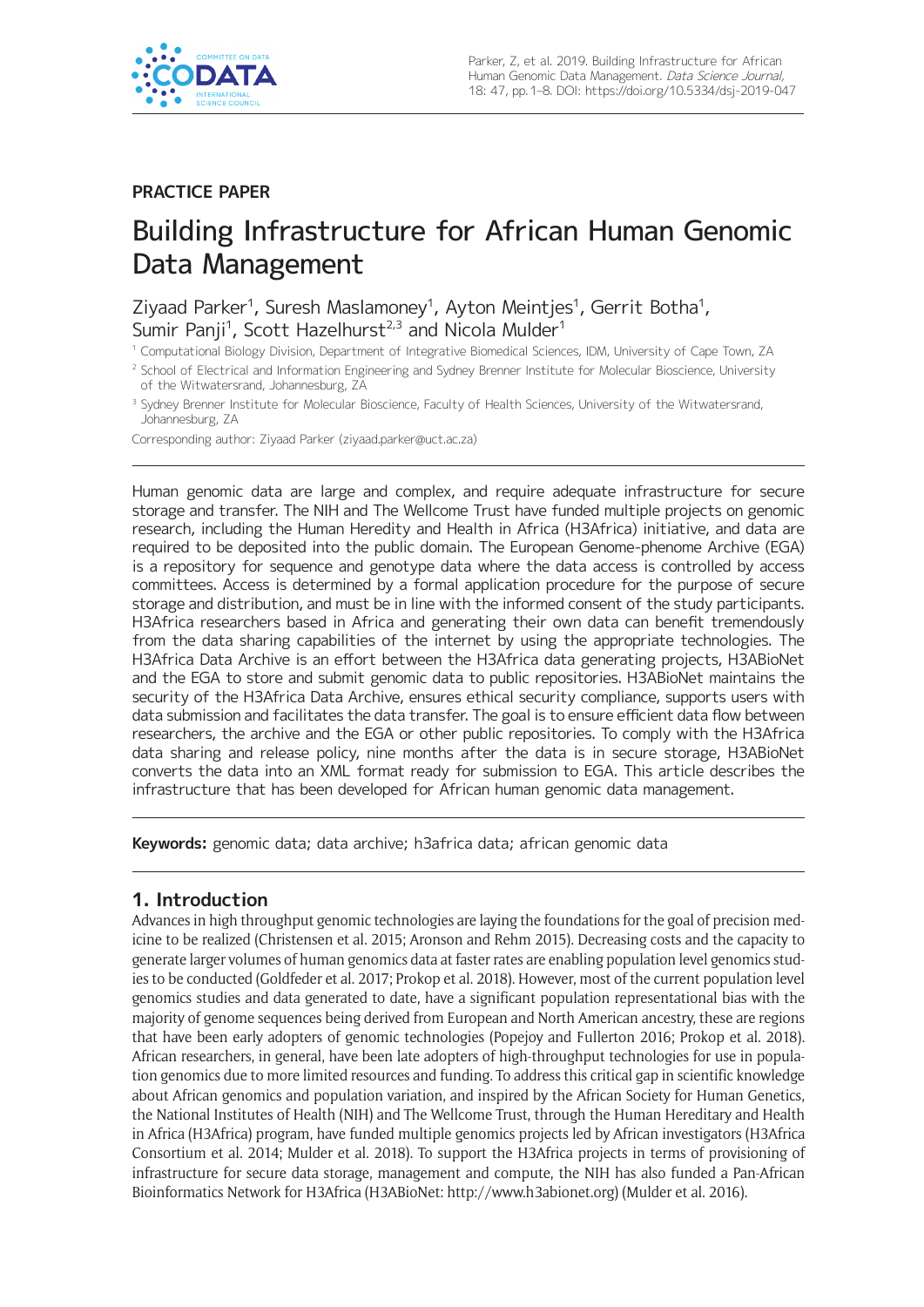**PRACTICE PAPER**

# Building Infrastructure for African Human Genomic Data Management

Ziyaad Parker[1], Suresh Maslamoney[1], Ayton Meintjes[1], Gerrit Botha[1], Sumir Panji[1], Scott Hazelhurst[2,3] and Nicola Mulder[1]

[1] Computational Biology Division, Department of Integrative Biomedical Sciences, IDM, University of Cape Town, ZA

[2] School of Electrical and Information Engineering and Sydney Brenner Institute for Molecular Bioscience, University of the Witwatersrand, Johannesburg, ZA

[3] Sydney Brenner Institute for Molecular Bioscience, Faculty of Health Sciences, University of the Witwatersrand, Johannesburg, ZA

Corresponding author: Ziyaad Parker (ziyaad.parker@uct.ac.za)

Human genomic data are large and complex, and require adequate infrastructure for secure storage and transfer. The NIH and The Wellcome Trust have funded multiple projects on genomic research, including the Human Heredity and Health in Africa (H3Africa) initiative, and data are required to be deposited into the public domain. The European Genome-phenome Archive (EGA) is a repository for sequence and genotype data where the data access is controlled by access committees. Access is determined by a formal application procedure for the purpose of secure storage and distribution, and must be in line with the informed consent of the study participants. H3Africa researchers based in Africa and generating their own data can benefit tremendously from the data sharing capabilities of the internet by using the appropriate technologies. The H3Africa Data Archive is an effort between the H3Africa data generating projects, H3ABioNet and the EGA to store and submit genomic data to public repositories. H3ABioNet maintains the security of the H3Africa Data Archive, ensures ethical security compliance, supports users with data submission and facilitates the data transfer. The goal is to ensure efficient data flow between researchers, the archive and the EGA or other public repositories. To comply with the H3Africa data sharing and release policy, nine months after the data is in secure storage, H3ABioNet converts the data into an XML format ready for submission to EGA. This article describes the infrastructure that has been developed for African human genomic data management.

**Keywords:** genomic data; data archive; h3africa data; african genomic data

## 1. Introduction

Advances in high throughput genomic technologies are laying the foundations for the goal of precision medicine to be realized (Christensen et al. 2015; Aronson and Rehm 2015). Decreasing costs and the capacity to generate larger volumes of human genomics data at faster rates are enabling population level genomics studies to be conducted (Goldfeder et al. 2017; Prokop et al. 2018). However, most of the current population level genomics studies and data generated to date, have a significant population representational bias with the majority of genome sequences being derived from European and North American ancestry, these are regions that have been early adopters of genomic technologies (Popejoy and Fullerton 2016; Prokop et al. 2018). African researchers, in general, have been late adopters of high-throughput technologies for use in population genomics due to more limited resources and funding. To address this critical gap in scientific knowledge about African genomics and population variation, and inspired by the African Society for Human Genetics, the National Institutes of Health (NIH) and The Wellcome Trust, through the Human Hereditary and Health in Africa (H3Africa) program, have funded multiple genomics projects led by African investigators (H3Africa Consortium et al. 2014; Mulder et al. 2018). To support the H3Africa projects in terms of provisioning of infrastructure for secure data storage, management and compute, the NIH has also funded a Pan-African Bioinformatics Network for H3Africa (H3ABioNet: http://www.h3abionet.org) (Mulder et al. 2016).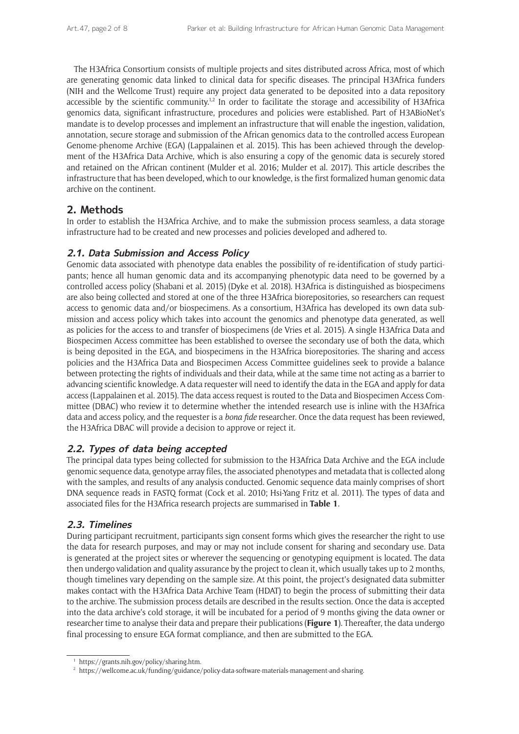The H3Africa Consortium consists of multiple projects and sites distributed across Africa, most of which are generating genomic data linked to clinical data for specific diseases. The principal H3Africa funders (NIH and the Wellcome Trust) require any project data generated to be deposited into a data repository accessible by the scientific community.[1,2] In order to facilitate the storage and accessibility of H3Africa genomics data, significant infrastructure, procedures and policies were established. Part of H3ABioNet's mandate is to develop processes and implement an infrastructure that will enable the ingestion, validation, annotation, secure storage and submission of the African genomics data to the controlled access European Genome-phenome Archive (EGA) (Lappalainen et al. 2015). This has been achieved through the development of the H3Africa Data Archive, which is also ensuring a copy of the genomic data is securely stored and retained on the African continent (Mulder et al. 2016; Mulder et al. 2017). This article describes the infrastructure that has been developed, which to our knowledge, is the first formalized human genomic data archive on the continent.

## 2. Methods

In order to establish the H3Africa Archive, and to make the submission process seamless, a data storage infrastructure had to be created and new processes and policies developed and adhered to.

### 2.1. Data Submission and Access Policy

Genomic data associated with phenotype data enables the possibility of re-identification of study participants; hence all human genomic data and its accompanying phenotypic data need to be governed by a controlled access policy (Shabani et al. 2015) (Dyke et al. 2018). H3Africa is distinguished as biospecimens are also being collected and stored at one of the three H3Africa biorepositories, so researchers can request access to genomic data and/or biospecimens. As a consortium, H3Africa has developed its own data submission and access policy which takes into account the genomics and phenotype data generated, as well as policies for the access to and transfer of biospecimens (de Vries et al. 2015). A single H3Africa Data and Biospecimen Access committee has been established to oversee the secondary use of both the data, which is being deposited in the EGA, and biospecimens in the H3Africa biorepositories. The sharing and access policies and the H3Africa Data and Biospecimen Access Committee guidelines seek to provide a balance between protecting the rights of individuals and their data, while at the same time not acting as a barrier to advancing scientific knowledge. A data requester will need to identify the data in the EGA and apply for data access (Lappalainen et al. 2015). The data access request is routed to the Data and Biospecimen Access Committee (DBAC) who review it to determine whether the intended research use is inline with the H3Africa data and access policy, and the requester is a *bona fide* researcher. Once the data request has been reviewed, the H3Africa DBAC will provide a decision to approve or reject it.

### 2.2. Types of data being accepted

The principal data types being collected for submission to the H3Africa Data Archive and the EGA include genomic sequence data, genotype array files, the associated phenotypes and metadata that is collected along with the samples, and results of any analysis conducted. Genomic sequence data mainly comprises of short DNA sequence reads in FASTQ format (Cock et al. 2010; Hsi-Yang Fritz et al. 2011). The types of data and associated files for the H3Africa research projects are summarised in **Table 1**.

### 2.3. Timelines

During participant recruitment, participants sign consent forms which gives the researcher the right to use the data for research purposes, and may or may not include consent for sharing and secondary use. Data is generated at the project sites or wherever the sequencing or genotyping equipment is located. The data then undergo validation and quality assurance by the project to clean it, which usually takes up to 2 months, though timelines vary depending on the sample size. At this point, the project's designated data submitter makes contact with the H3Africa Data Archive Team (HDAT) to begin the process of submitting their data to the archive. The submission process details are described in the results section. Once the data is accepted into the data archive's cold storage, it will be incubated for a period of 9 months giving the data owner or researcher time to analyse their data and prepare their publications (**Figure 1**). Thereafter, the data undergo final processing to ensure EGA format compliance, and then are submitted to the EGA.

[1] https://grants.nih.gov/policy/sharing.htm.

[2] https://wellcome.ac.uk/funding/guidance/policy-data-software-materials-management-and-sharing.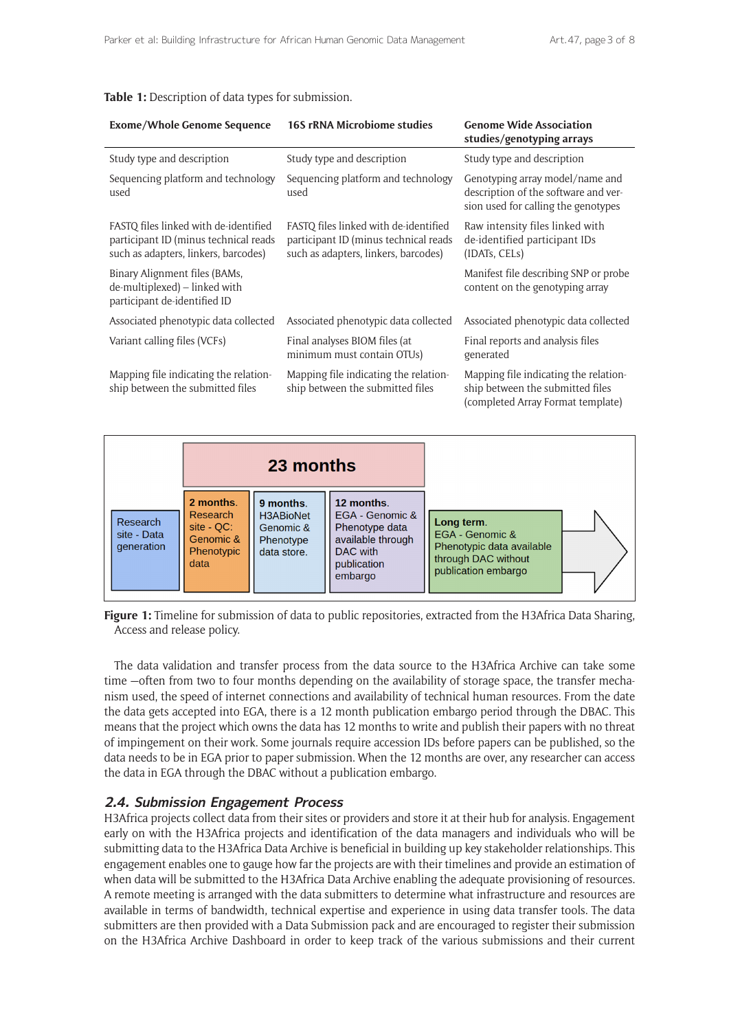**Table 1:** Description of data types for submission.

| Exome/Whole Genome Sequence | 16S rRNA Microbiome studies | Genome Wide Association studies/genotyping arrays |
|---|---|---|
| Study type and description | Study type and description | Study type and description |
| Sequencing platform and technology used | Sequencing platform and technology used | Genotyping array model/name and description of the software and version used for calling the genotypes |
| FASTQ files linked with de-identified participant ID (minus technical reads such as adapters, linkers, barcodes) | FASTQ files linked with de-identified participant ID (minus technical reads such as adapters, linkers, barcodes) | Raw intensity files linked with de-identified participant IDs (IDATs, CELs) |
| Binary Alignment files (BAMs, de-multiplexed) – linked with participant de-identified ID | | Manifest file describing SNP or probe content on the genotyping array |
| Associated phenotypic data collected | Associated phenotypic data collected | Associated phenotypic data collected |
| Variant calling files (VCFs) | Final analyses BIOM files (at minimum must contain OTUs) | Final reports and analysis files generated |
| Mapping file indicating the relationship between the submitted files | Mapping file indicating the relationship between the submitted files | Mapping file indicating the relationship between the submitted files (completed Array Format template) |

**Figure 1:** Timeline for submission of data to public repositories, extracted from the H3Africa Data Sharing, Access and release policy.

The data validation and transfer process from the data source to the H3Africa Archive can take some time —often from two to four months depending on the availability of storage space, the transfer mechanism used, the speed of internet connections and availability of technical human resources. From the date the data gets accepted into EGA, there is a 12 month publication embargo period through the DBAC. This means that the project which owns the data has 12 months to write and publish their papers with no threat of impingement on their work. Some journals require accession IDs before papers can be published, so the data needs to be in EGA prior to paper submission. When the 12 months are over, any researcher can access the data in EGA through the DBAC without a publication embargo.

### *2.4. Submission Engagement Process*

H3Africa projects collect data from their sites or providers and store it at their hub for analysis. Engagement early on with the H3Africa projects and identification of the data managers and individuals who will be submitting data to the H3Africa Data Archive is beneficial in building up key stakeholder relationships. This engagement enables one to gauge how far the projects are with their timelines and provide an estimation of when data will be submitted to the H3Africa Data Archive enabling the adequate provisioning of resources. A remote meeting is arranged with the data submitters to determine what infrastructure and resources are available in terms of bandwidth, technical expertise and experience in using data transfer tools. The data submitters are then provided with a Data Submission pack and are encouraged to register their submission on the H3Africa Archive Dashboard in order to keep track of the various submissions and their current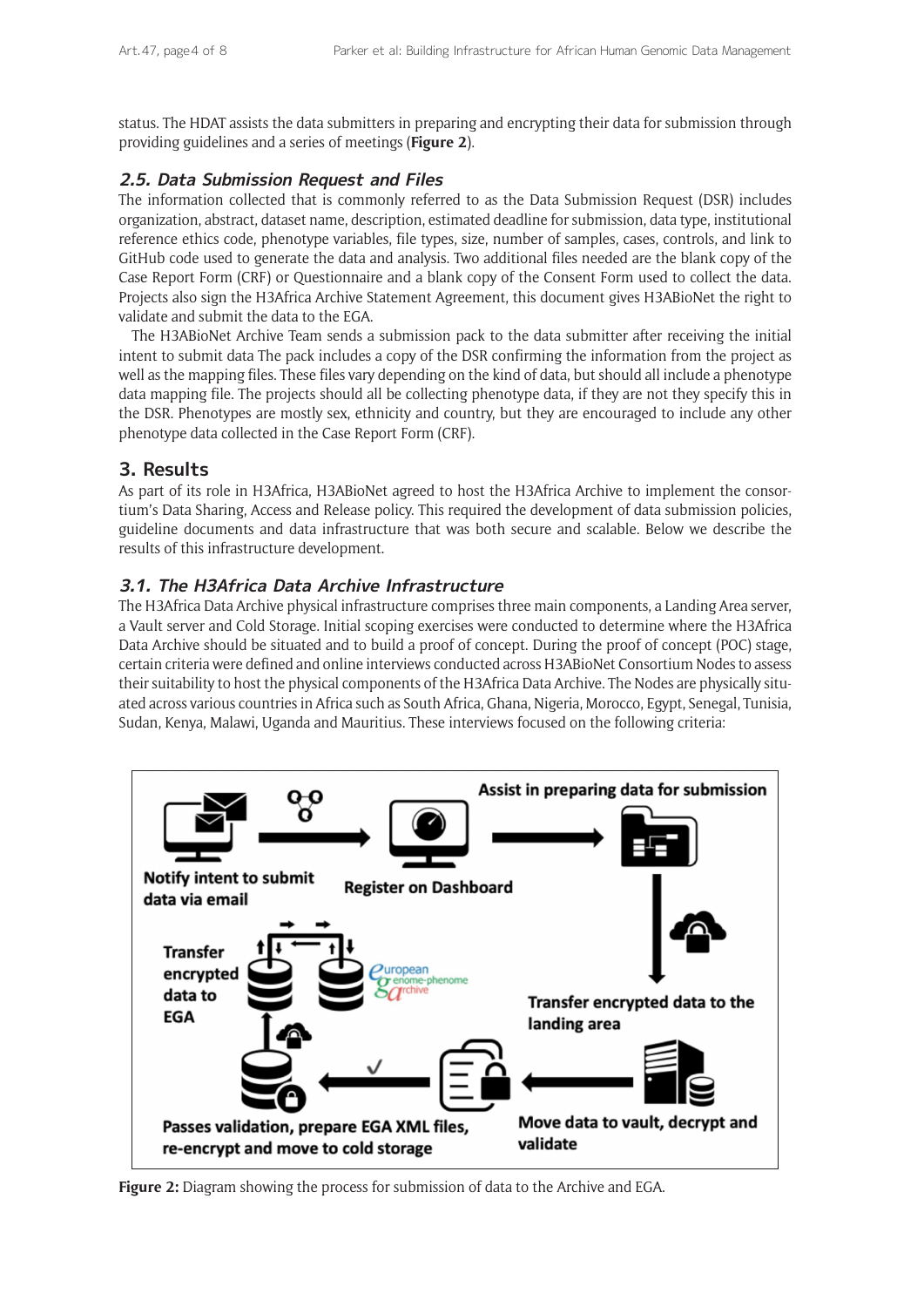status. The HDAT assists the data submitters in preparing and encrypting their data for submission through providing guidelines and a series of meetings (**Figure 2**).

### *2.5. Data Submission Request and Files*

The information collected that is commonly referred to as the Data Submission Request (DSR) includes organization, abstract, dataset name, description, estimated deadline for submission, data type, institutional reference ethics code, phenotype variables, file types, size, number of samples, cases, controls, and link to GitHub code used to generate the data and analysis. Two additional files needed are the blank copy of the Case Report Form (CRF) or Questionnaire and a blank copy of the Consent Form used to collect the data. Projects also sign the H3Africa Archive Statement Agreement, this document gives H3ABioNet the right to validate and submit the data to the EGA.

The H3ABioNet Archive Team sends a submission pack to the data submitter after receiving the initial intent to submit data The pack includes a copy of the DSR confirming the information from the project as well as the mapping files. These files vary depending on the kind of data, but should all include a phenotype data mapping file. The projects should all be collecting phenotype data, if they are not they specify this in the DSR. Phenotypes are mostly sex, ethnicity and country, but they are encouraged to include any other phenotype data collected in the Case Report Form (CRF).

## 3. Results

As part of its role in H3Africa, H3ABioNet agreed to host the H3Africa Archive to implement the consortium's Data Sharing, Access and Release policy. This required the development of data submission policies, guideline documents and data infrastructure that was both secure and scalable. Below we describe the results of this infrastructure development.

### *3.1. The H3Africa Data Archive Infrastructure*

The H3Africa Data Archive physical infrastructure comprises three main components, a Landing Area server, a Vault server and Cold Storage. Initial scoping exercises were conducted to determine where the H3Africa Data Archive should be situated and to build a proof of concept. During the proof of concept (POC) stage, certain criteria were defined and online interviews conducted across H3ABioNet Consortium Nodes to assess their suitability to host the physical components of the H3Africa Data Archive. The Nodes are physically situated across various countries in Africa such as South Africa, Ghana, Nigeria, Morocco, Egypt, Senegal, Tunisia, Sudan, Kenya, Malawi, Uganda and Mauritius. These interviews focused on the following criteria:

**Figure 2:** Diagram showing the process for submission of data to the Archive and EGA.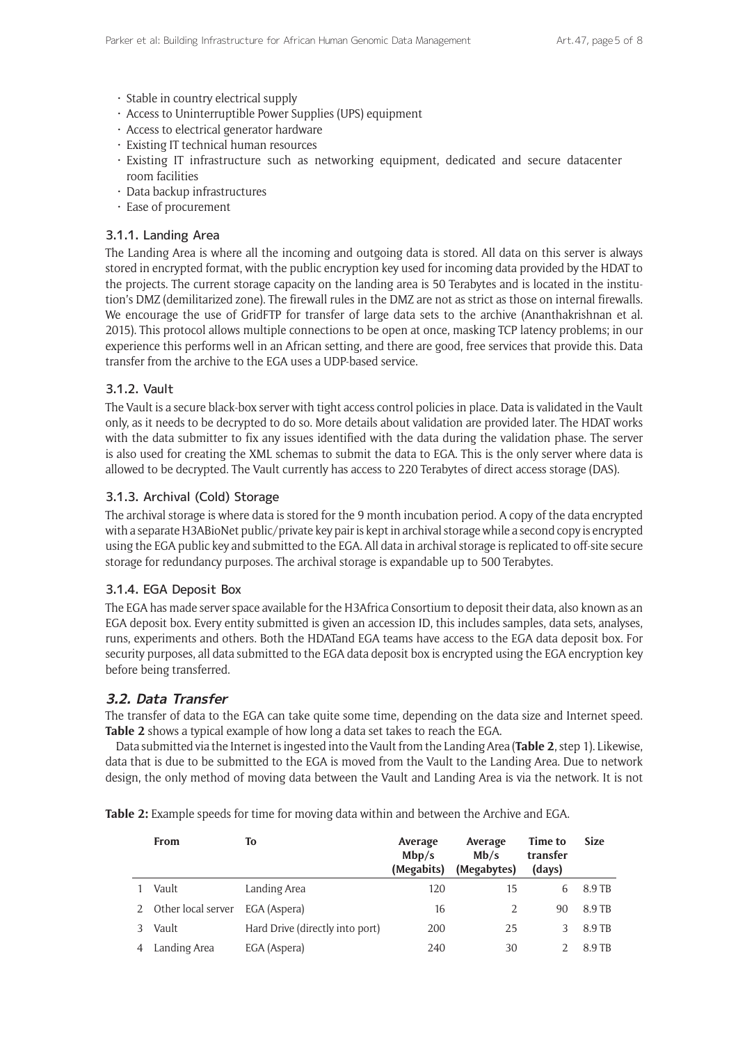- Stable in country electrical supply
- Access to Uninterruptible Power Supplies (UPS) equipment
- Access to electrical generator hardware
- Existing IT technical human resources
- Existing IT infrastructure such as networking equipment, dedicated and secure datacenter room facilities
- Data backup infrastructures
- Ease of procurement

#### 3.1.1. Landing Area

The Landing Area is where all the incoming and outgoing data is stored. All data on this server is always stored in encrypted format, with the public encryption key used for incoming data provided by the HDAT to the projects. The current storage capacity on the landing area is 50 Terabytes and is located in the institution's DMZ (demilitarized zone). The firewall rules in the DMZ are not as strict as those on internal firewalls. We encourage the use of GridFTP for transfer of large data sets to the archive (Ananthakrishnan et al. 2015). This protocol allows multiple connections to be open at once, masking TCP latency problems; in our experience this performs well in an African setting, and there are good, free services that provide this. Data transfer from the archive to the EGA uses a UDP-based service.

#### 3.1.2. Vault

The Vault is a secure black-box server with tight access control policies in place. Data is validated in the Vault only, as it needs to be decrypted to do so. More details about validation are provided later. The HDAT works with the data submitter to fix any issues identified with the data during the validation phase. The server is also used for creating the XML schemas to submit the data to EGA. This is the only server where data is allowed to be decrypted. The Vault currently has access to 220 Terabytes of direct access storage (DAS).

#### 3.1.3. Archival (Cold) Storage

The archival storage is where data is stored for the 9 month incubation period. A copy of the data encrypted with a separate H3ABioNet public/private key pair is kept in archival storage while a second copy is encrypted using the EGA public key and submitted to the EGA. All data in archival storage is replicated to off-site secure storage for redundancy purposes. The archival storage is expandable up to 500 Terabytes.

#### 3.1.4. EGA Deposit Box

The EGA has made server space available for the H3Africa Consortium to deposit their data, also known as an EGA deposit box. Every entity submitted is given an accession ID, this includes samples, data sets, analyses, runs, experiments and others. Both the HDATand EGA teams have access to the EGA data deposit box. For security purposes, all data submitted to the EGA data deposit box is encrypted using the EGA encryption key before being transferred.

### 3.2. Data Transfer

The transfer of data to the EGA can take quite some time, depending on the data size and Internet speed. **Table 2** shows a typical example of how long a data set takes to reach the EGA.

Data submitted via the Internet is ingested into the Vault from the Landing Area (**Table 2**, step 1). Likewise, data that is due to be submitted to the EGA is moved from the Vault to the Landing Area. Due to network design, the only method of moving data between the Vault and Landing Area is via the network. It is not

**Table 2:** Example speeds for time for moving data within and between the Archive and EGA.

| | From | To | Average Mbp/s (Megabits) | Average Mb/s (Megabytes) | Time to transfer (days) | Size |
|---|---|---|---|---|---|---|
| 1 | Vault | Landing Area | 120 | 15 | 6 | 8.9 TB |
| 2 | Other local server | EGA (Aspera) | 16 | 2 | 90 | 8.9 TB |
| 3 | Vault | Hard Drive (directly into port) | 200 | 25 | 3 | 8.9 TB |
| 4 | Landing Area | EGA (Aspera) | 240 | 30 | 2 | 8.9 TB |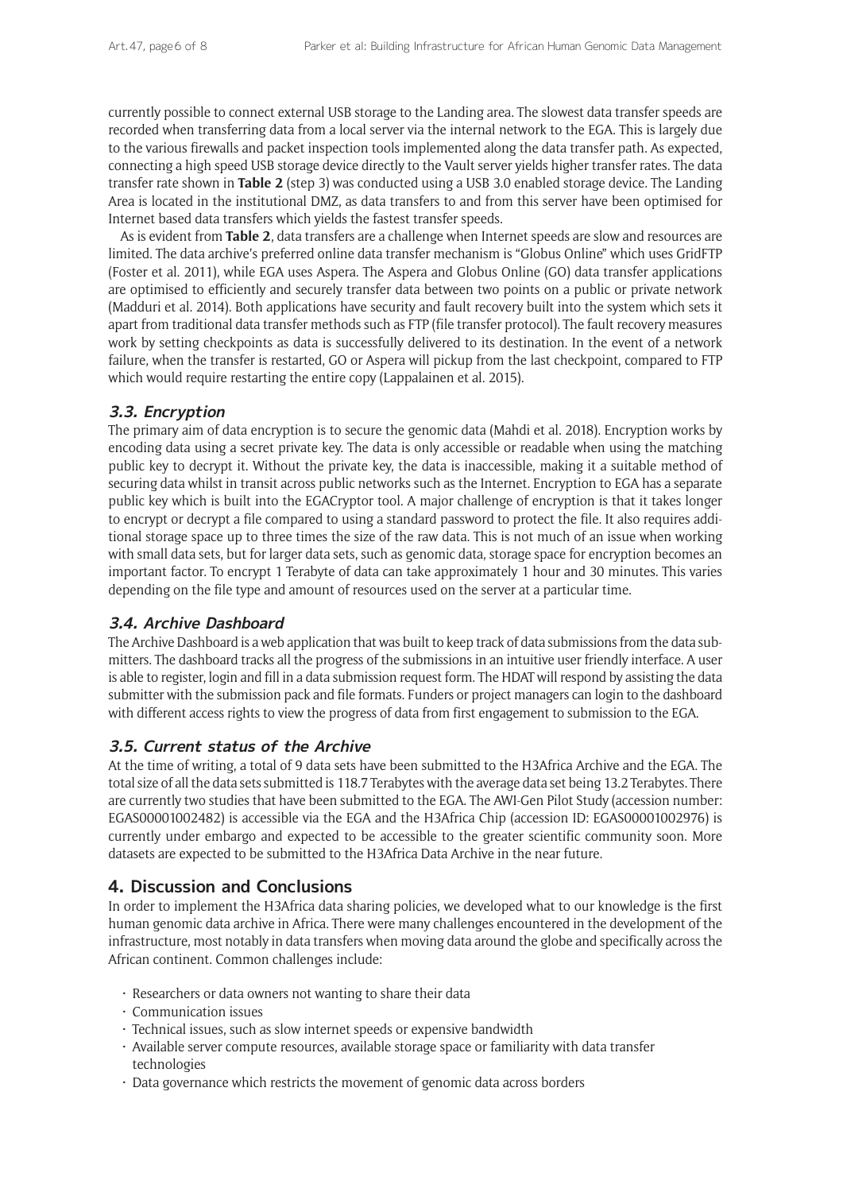currently possible to connect external USB storage to the Landing area. The slowest data transfer speeds are recorded when transferring data from a local server via the internal network to the EGA. This is largely due to the various firewalls and packet inspection tools implemented along the data transfer path. As expected, connecting a high speed USB storage device directly to the Vault server yields higher transfer rates. The data transfer rate shown in **Table 2** (step 3) was conducted using a USB 3.0 enabled storage device. The Landing Area is located in the institutional DMZ, as data transfers to and from this server have been optimised for Internet based data transfers which yields the fastest transfer speeds.

As is evident from **Table 2**, data transfers are a challenge when Internet speeds are slow and resources are limited. The data archive's preferred online data transfer mechanism is "Globus Online" which uses GridFTP (Foster et al. 2011), while EGA uses Aspera. The Aspera and Globus Online (GO) data transfer applications are optimised to efficiently and securely transfer data between two points on a public or private network (Madduri et al. 2014). Both applications have security and fault recovery built into the system which sets it apart from traditional data transfer methods such as FTP (file transfer protocol). The fault recovery measures work by setting checkpoints as data is successfully delivered to its destination. In the event of a network failure, when the transfer is restarted, GO or Aspera will pickup from the last checkpoint, compared to FTP which would require restarting the entire copy (Lappalainen et al. 2015).

### *3.3. Encryption*

The primary aim of data encryption is to secure the genomic data (Mahdi et al. 2018). Encryption works by encoding data using a secret private key. The data is only accessible or readable when using the matching public key to decrypt it. Without the private key, the data is inaccessible, making it a suitable method of securing data whilst in transit across public networks such as the Internet. Encryption to EGA has a separate public key which is built into the EGACryptor tool. A major challenge of encryption is that it takes longer to encrypt or decrypt a file compared to using a standard password to protect the file. It also requires additional storage space up to three times the size of the raw data. This is not much of an issue when working with small data sets, but for larger data sets, such as genomic data, storage space for encryption becomes an important factor. To encrypt 1 Terabyte of data can take approximately 1 hour and 30 minutes. This varies depending on the file type and amount of resources used on the server at a particular time.

### *3.4. Archive Dashboard*

The Archive Dashboard is a web application that was built to keep track of data submissions from the data submitters. The dashboard tracks all the progress of the submissions in an intuitive user friendly interface. A user is able to register, login and fill in a data submission request form. The HDAT will respond by assisting the data submitter with the submission pack and file formats. Funders or project managers can login to the dashboard with different access rights to view the progress of data from first engagement to submission to the EGA.

### *3.5. Current status of the Archive*

At the time of writing, a total of 9 data sets have been submitted to the H3Africa Archive and the EGA. The total size of all the data sets submitted is 118.7 Terabytes with the average data set being 13.2 Terabytes. There are currently two studies that have been submitted to the EGA. The AWI-Gen Pilot Study (accession number: EGAS00001002482) is accessible via the EGA and the H3Africa Chip (accession ID: EGAS00001002976) is currently under embargo and expected to be accessible to the greater scientific community soon. More datasets are expected to be submitted to the H3Africa Data Archive in the near future.

## 4. Discussion and Conclusions

In order to implement the H3Africa data sharing policies, we developed what to our knowledge is the first human genomic data archive in Africa. There were many challenges encountered in the development of the infrastructure, most notably in data transfers when moving data around the globe and specifically across the African continent. Common challenges include:

- Researchers or data owners not wanting to share their data
- Communication issues
- Technical issues, such as slow internet speeds or expensive bandwidth
- Available server compute resources, available storage space or familiarity with data transfer technologies
- Data governance which restricts the movement of genomic data across borders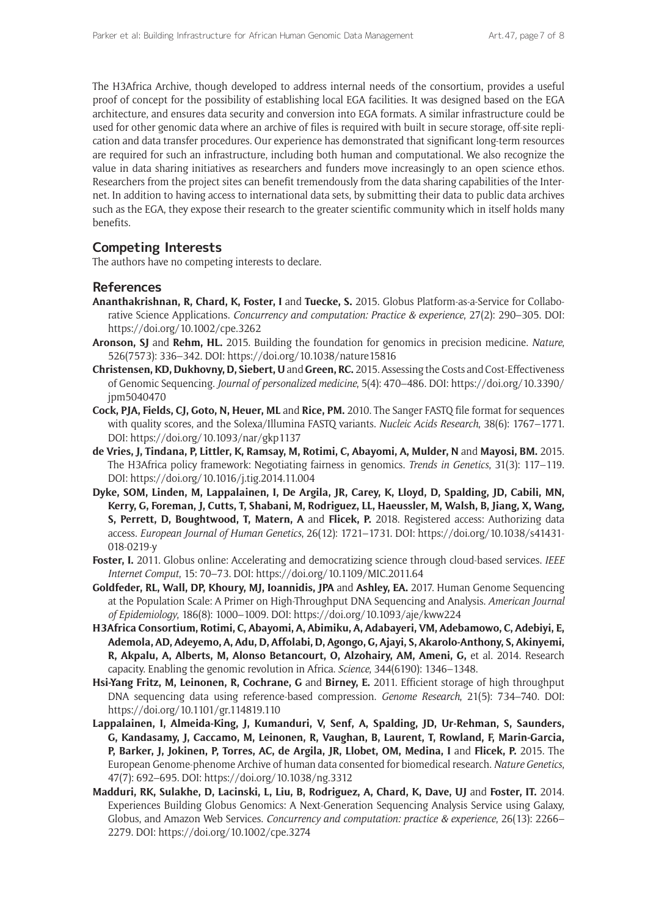The H3Africa Archive, though developed to address internal needs of the consortium, provides a useful proof of concept for the possibility of establishing local EGA facilities. It was designed based on the EGA architecture, and ensures data security and conversion into EGA formats. A similar infrastructure could be used for other genomic data where an archive of files is required with built in secure storage, off-site replication and data transfer procedures. Our experience has demonstrated that significant long-term resources are required for such an infrastructure, including both human and computational. We also recognize the value in data sharing initiatives as researchers and funders move increasingly to an open science ethos. Researchers from the project sites can benefit tremendously from the data sharing capabilities of the Internet. In addition to having access to international data sets, by submitting their data to public data archives such as the EGA, they expose their research to the greater scientific community which in itself holds many benefits.

## Competing Interests

The authors have no competing interests to declare.

## References

**Ananthakrishnan, R, Chard, K, Foster, I** and **Tuecke, S.** 2015. Globus Platform-as-a-Service for Collaborative Science Applications. *Concurrency and computation: Practice & experience*, 27(2): 290–305. DOI: https://doi.org/10.1002/cpe.3262

**Aronson, SJ** and **Rehm, HL.** 2015. Building the foundation for genomics in precision medicine. *Nature*, 526(7573): 336–342. DOI: https://doi.org/10.1038/nature15816

**Christensen, KD, Dukhovny, D, Siebert, U** and **Green, RC.** 2015. Assessing the Costs and Cost-Effectiveness of Genomic Sequencing. *Journal of personalized medicine*, 5(4): 470–486. DOI: https://doi.org/10.3390/jpm5040470

**Cock, PJA, Fields, CJ, Goto, N, Heuer, ML** and **Rice, PM.** 2010. The Sanger FASTQ file format for sequences with quality scores, and the Solexa/Illumina FASTQ variants. *Nucleic Acids Research*, 38(6): 1767–1771. DOI: https://doi.org/10.1093/nar/gkp1137

**de Vries, J, Tindana, P, Littler, K, Ramsay, M, Rotimi, C, Abayomi, A, Mulder, N** and **Mayosi, BM.** 2015. The H3Africa policy framework: Negotiating fairness in genomics. *Trends in Genetics*, 31(3): 117–119. DOI: https://doi.org/10.1016/j.tig.2014.11.004

**Dyke, SOM, Linden, M, Lappalainen, I, De Argila, JR, Carey, K, Lloyd, D, Spalding, JD, Cabili, MN, Kerry, G, Foreman, J, Cutts, T, Shabani, M, Rodriguez, LL, Haeussler, M, Walsh, B, Jiang, X, Wang, S, Perrett, D, Boughtwood, T, Matern, A** and **Flicek, P.** 2018. Registered access: Authorizing data access. *European Journal of Human Genetics*, 26(12): 1721–1731. DOI: https://doi.org/10.1038/s41431-018-0219-y

**Foster, I.** 2011. Globus online: Accelerating and democratizing science through cloud-based services. *IEEE Internet Comput*, 15: 70–73. DOI: https://doi.org/10.1109/MIC.2011.64

**Goldfeder, RL, Wall, DP, Khoury, MJ, Ioannidis, JPA** and **Ashley, EA.** 2017. Human Genome Sequencing at the Population Scale: A Primer on High-Throughput DNA Sequencing and Analysis. *American Journal of Epidemiology*, 186(8): 1000–1009. DOI: https://doi.org/10.1093/aje/kww224

**H3Africa Consortium, Rotimi, C, Abayomi, A, Abimiku, A, Adabayeri, VM, Adebamowo, C, Adebiyi, E, Ademola, AD, Adeyemo, A, Adu, D, Affolabi, D, Agongo, G, Ajayi, S, Akarolo-Anthony, S, Akinyemi, R, Akpalu, A, Alberts, M, Alonso Betancourt, O, Alzohairy, AM, Ameni, G,** et al. 2014. Research capacity. Enabling the genomic revolution in Africa. *Science*, 344(6190): 1346–1348.

**Hsi-Yang Fritz, M, Leinonen, R, Cochrane, G** and **Birney, E.** 2011. Efficient storage of high throughput DNA sequencing data using reference-based compression. *Genome Research*, 21(5): 734–740. DOI: https://doi.org/10.1101/gr.114819.110

**Lappalainen, I, Almeida-King, J, Kumanduri, V, Senf, A, Spalding, JD, Ur-Rehman, S, Saunders, G, Kandasamy, J, Caccamo, M, Leinonen, R, Vaughan, B, Laurent, T, Rowland, F, Marin-Garcia, P, Barker, J, Jokinen, P, Torres, AC, de Argila, JR, Llobet, OM, Medina, I** and **Flicek, P.** 2015. The European Genome-phenome Archive of human data consented for biomedical research. *Nature Genetics*, 47(7): 692–695. DOI: https://doi.org/10.1038/ng.3312

**Madduri, RK, Sulakhe, D, Lacinski, L, Liu, B, Rodriguez, A, Chard, K, Dave, UJ** and **Foster, IT.** 2014. Experiences Building Globus Genomics: A Next-Generation Sequencing Analysis Service using Galaxy, Globus, and Amazon Web Services. *Concurrency and computation: practice & experience*, 26(13): 2266–2279. DOI: https://doi.org/10.1002/cpe.3274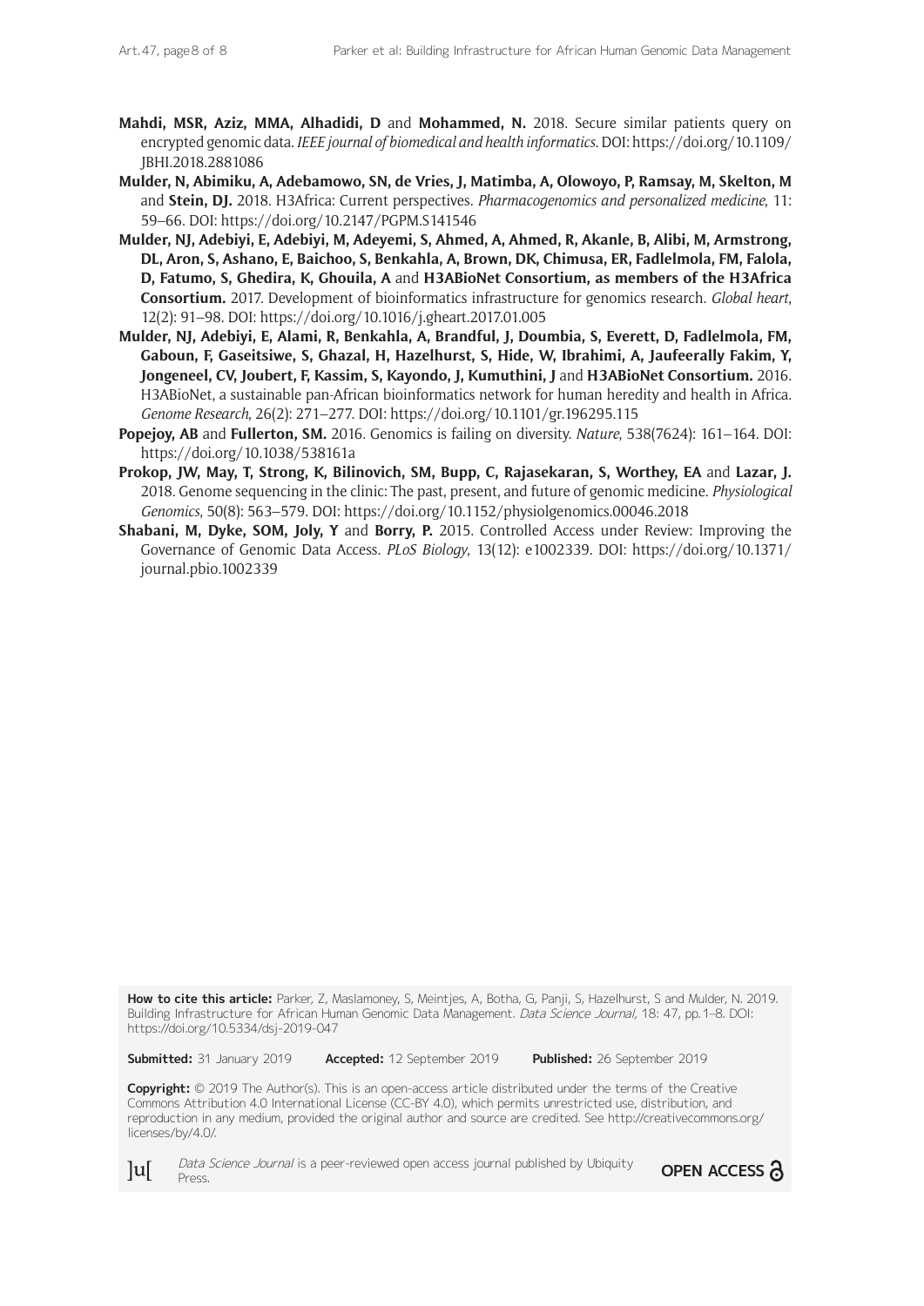**Mahdi, MSR, Aziz, MMA, Alhadidi, D** and **Mohammed, N.** 2018. Secure similar patients query on encrypted genomic data. *IEEE journal of biomedical and health informatics*. DOI: https://doi.org/10.1109/JBHI.2018.2881086

**Mulder, N, Abimiku, A, Adebamowo, SN, de Vries, J, Matimba, A, Olowoyo, P, Ramsay, M, Skelton, M** and **Stein, DJ.** 2018. H3Africa: Current perspectives. *Pharmacogenomics and personalized medicine*, 11: 59–66. DOI: https://doi.org/10.2147/PGPM.S141546

**Mulder, NJ, Adebiyi, E, Adebiyi, M, Adeyemi, S, Ahmed, A, Ahmed, R, Akanle, B, Alibi, M, Armstrong, DL, Aron, S, Ashano, E, Baichoo, S, Benkahla, A, Brown, DK, Chimusa, ER, Fadlelmola, FM, Falola, D, Fatumo, S, Ghedira, K, Ghouila, A** and **H3ABioNet Consortium, as members of the H3Africa Consortium.** 2017. Development of bioinformatics infrastructure for genomics research. *Global heart*, 12(2): 91–98. DOI: https://doi.org/10.1016/j.gheart.2017.01.005

**Mulder, NJ, Adebiyi, E, Alami, R, Benkahla, A, Brandful, J, Doumbia, S, Everett, D, Fadlelmola, FM, Gaboun, F, Gaseitsiwe, S, Ghazal, H, Hazelhurst, S, Hide, W, Ibrahimi, A, Jaufeerally Fakim, Y, Jongeneel, CV, Joubert, F, Kassim, S, Kayondo, J, Kumuthini, J** and **H3ABioNet Consortium.** 2016. H3ABioNet, a sustainable pan-African bioinformatics network for human heredity and health in Africa. *Genome Research*, 26(2): 271–277. DOI: https://doi.org/10.1101/gr.196295.115

**Popejoy, AB** and **Fullerton, SM.** 2016. Genomics is failing on diversity. *Nature*, 538(7624): 161–164. DOI: https://doi.org/10.1038/538161a

**Prokop, JW, May, T, Strong, K, Bilinovich, SM, Bupp, C, Rajasekaran, S, Worthey, EA** and **Lazar, J.** 2018. Genome sequencing in the clinic: The past, present, and future of genomic medicine. *Physiological Genomics*, 50(8): 563–579. DOI: https://doi.org/10.1152/physiolgenomics.00046.2018

**Shabani, M, Dyke, SOM, Joly, Y** and **Borry, P.** 2015. Controlled Access under Review: Improving the Governance of Genomic Data Access. *PLoS Biology*, 13(12): e1002339. DOI: https://doi.org/10.1371/journal.pbio.1002339

**How to cite this article:** Parker, Z, Maslamoney, S, Meintjes, A, Botha, G, Panji, S, Hazelhurst, S and Mulder, N. 2019. Building Infrastructure for African Human Genomic Data Management. *Data Science Journal*, 18: 47, pp. 1–8. DOI: https://doi.org/10.5334/dsj-2019-047

**Submitted:** 31 January 2019 **Accepted:** 12 September 2019 **Published:** 26 September 2019

**Copyright:** © 2019 The Author(s). This is an open-access article distributed under the terms of the Creative Commons Attribution 4.0 International License (CC-BY 4.0), which permits unrestricted use, distribution, and reproduction in any medium, provided the original author and source are credited. See http://creativecommons.org/licenses/by/4.0/.

*Data Science Journal* is a peer-reviewed open access journal published by Ubiquity Press.

**OPEN ACCESS**